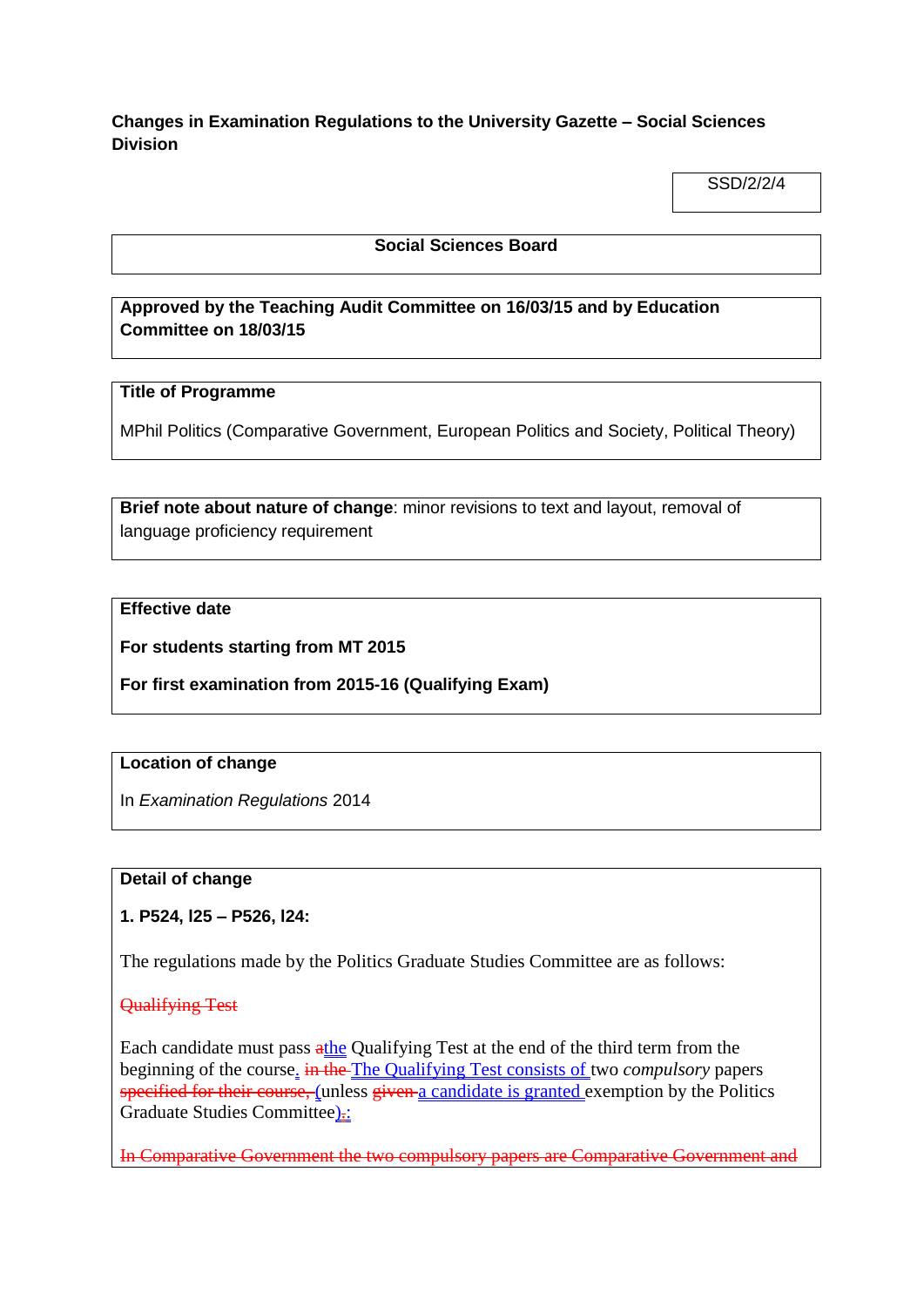**Changes in Examination Regulations to the University Gazette – Social Sciences Division**

SSD/2/2/4

**Social Sciences Board**

**Approved by the Teaching Audit Committee on 16/03/15 and by Education Committee on 18/03/15**

**Title of Programme**

MPhil Politics (Comparative Government, European Politics and Society, Political Theory)

**Brief note about nature of change**: minor revisions to text and layout, removal of language proficiency requirement

**Effective date**

**For students starting from MT 2015**

**For first examination from 2015-16 (Qualifying Exam)**

**Location of change**

In *Examination Regulations* 2014

**Detail of change**

**1. P524, l25 – P526, l24:**

The regulations made by the Politics Graduate Studies Committee are as follows:

~~Qualifying Test~~

Each candidate must pass ~~a~~the Qualifying Test at the end of the third term from the beginning of the course. ~~in the~~ The Qualifying Test consists of two *compulsory* papers ~~specified for their course,~~ (unless ~~given~~ a candidate is granted exemption by the Politics Graduate Studies Committee)~~.~~:

~~In Comparative Government the two compulsory papers are Comparative Government and~~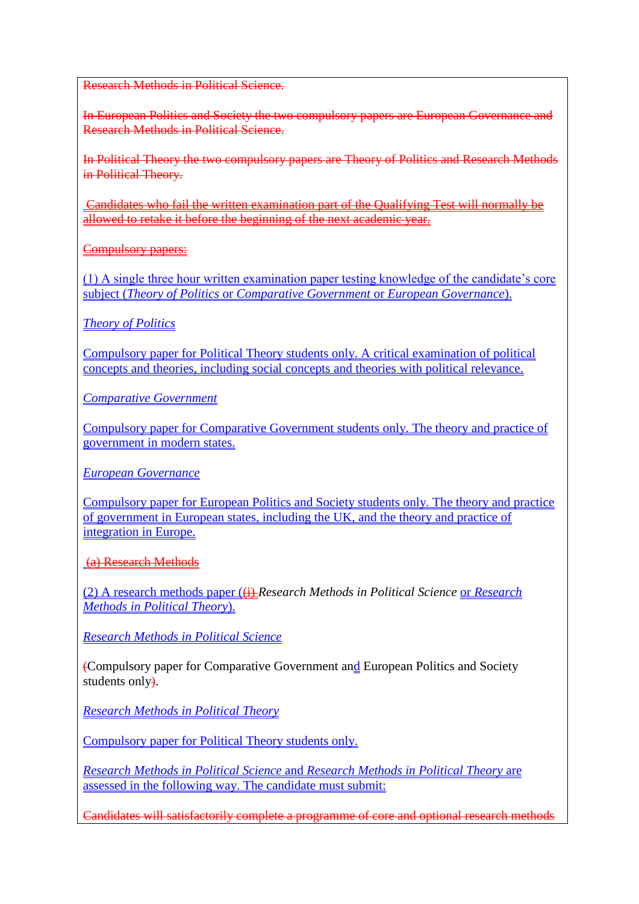~~Research Methods in Political Science.~~

~~In European Politics and Society the two compulsory papers are European Governance and Research Methods in Political Science.~~

~~In Political Theory the two compulsory papers are Theory of Politics and Research Methods in Political Theory.~~

~~Candidates who fail the written examination part of the Qualifying Test will normally be allowed to retake it before the beginning of the next academic year.~~

~~Compulsory papers:~~

(1) A single three hour written examination paper testing knowledge of the candidate's core subject (*Theory of Politics* or *Comparative Government* or *European Governance*).

*Theory of Politics*

Compulsory paper for Political Theory students only. A critical examination of political concepts and theories, including social concepts and theories with political relevance.

*Comparative Government*

Compulsory paper for Comparative Government students only. The theory and practice of government in modern states.

*European Governance*

Compulsory paper for European Politics and Society students only. The theory and practice of government in European states, including the UK, and the theory and practice of integration in Europe.

~~(a) Research Methods~~

(2) A research methods paper (~~(i)~~ *Research Methods in Political Science* or *Research Methods in Political Theory*).

*Research Methods in Political Science*

~~(~~Compulsory paper for Comparative Government and European Politics and Society students only~~)~~.

*Research Methods in Political Theory*

Compulsory paper for Political Theory students only.

*Research Methods in Political Science* and *Research Methods in Political Theory* are assessed in the following way. The candidate must submit:

~~Candidates will satisfactorily complete a programme of core and optional research methods~~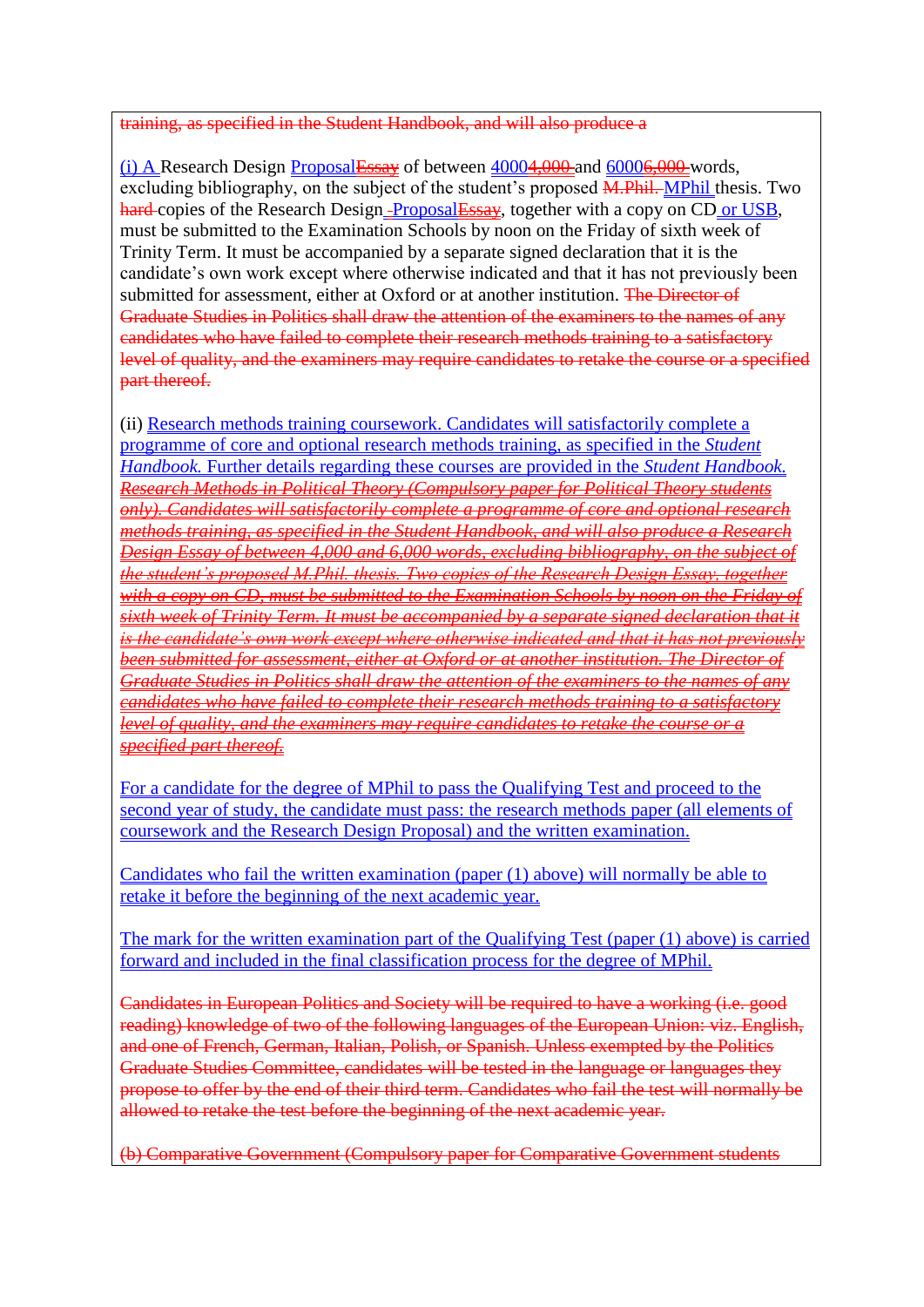~~training, as specified in the Student Handbook, and will also produce a~~

(i) A Research Design Proposal~~Essay~~ of between 4000~~4,000~~ and 6000~~6,000~~ words, excluding bibliography, on the subject of the student's proposed ~~M.Phil.~~ MPhil thesis. Two ~~hard~~ copies of the Research Design Proposal~~Essay~~, together with a copy on CD or USB, must be submitted to the Examination Schools by noon on the Friday of sixth week of Trinity Term. It must be accompanied by a separate signed declaration that it is the candidate's own work except where otherwise indicated and that it has not previously been submitted for assessment, either at Oxford or at another institution. ~~The Director of Graduate Studies in Politics shall draw the attention of the examiners to the names of any candidates who have failed to complete their research methods training to a satisfactory level of quality, and the examiners may require candidates to retake the course or a specified part thereof.~~

(ii) Research methods training coursework. Candidates will satisfactorily complete a programme of core and optional research methods training, as specified in the *Student Handbook*. Further details regarding these courses are provided in the *Student Handbook*. ~~*Research Methods in Political Theory (Compulsory paper for Political Theory students only). Candidates will satisfactorily complete a programme of core and optional research methods training, as specified in the Student Handbook, and will also produce a Research Design Essay of between 4,000 and 6,000 words, excluding bibliography, on the subject of the student's proposed M.Phil. thesis. Two copies of the Research Design Essay, together with a copy on CD, must be submitted to the Examination Schools by noon on the Friday of sixth week of Trinity Term. It must be accompanied by a separate signed declaration that it is the candidate's own work except where otherwise indicated and that it has not previously been submitted for assessment, either at Oxford or at another institution. The Director of Graduate Studies in Politics shall draw the attention of the examiners to the names of any candidates who have failed to complete their research methods training to a satisfactory level of quality, and the examiners may require candidates to retake the course or a specified part thereof.*~~

For a candidate for the degree of MPhil to pass the Qualifying Test and proceed to the second year of study, the candidate must pass: the research methods paper (all elements of coursework and the Research Design Proposal) and the written examination.

Candidates who fail the written examination (paper (1) above) will normally be able to retake it before the beginning of the next academic year.

The mark for the written examination part of the Qualifying Test (paper (1) above) is carried forward and included in the final classification process for the degree of MPhil.

~~Candidates in European Politics and Society will be required to have a working (i.e. good reading) knowledge of two of the following languages of the European Union: viz. English, and one of French, German, Italian, Polish, or Spanish. Unless exempted by the Politics Graduate Studies Committee, candidates will be tested in the language or languages they propose to offer by the end of their third term. Candidates who fail the test will normally be allowed to retake the test before the beginning of the next academic year.~~

~~(b) Comparative Government (Compulsory paper for Comparative Government students~~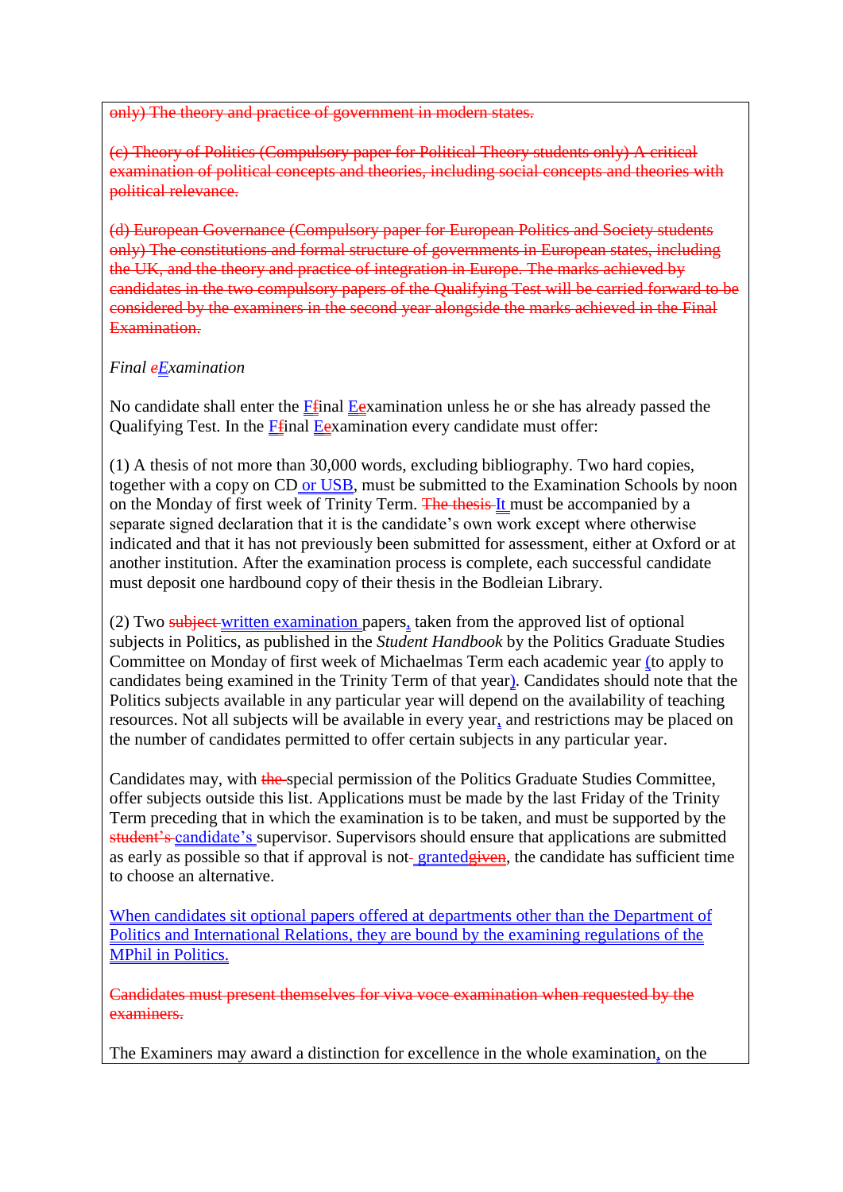~~only) The theory and practice of government in modern states.~~

~~(c) Theory of Politics (Compulsory paper for Political Theory students only) A critical examination of political concepts and theories, including social concepts and theories with political relevance.~~

~~(d) European Governance (Compulsory paper for European Politics and Society students only) The constitutions and formal structure of governments in European states, including the UK, and the theory and practice of integration in Europe. The marks achieved by candidates in the two compulsory papers of the Qualifying Test will be carried forward to be considered by the examiners in the second year alongside the marks achieved in the Final Examination.~~

*Final ~~e~~Examination*

No candidate shall enter the F~~f~~inal E~~e~~xamination unless he or she has already passed the Qualifying Test. In the F~~f~~inal E~~e~~xamination every candidate must offer:

(1) A thesis of not more than 30,000 words, excluding bibliography. Two hard copies, together with a copy on CD or USB, must be submitted to the Examination Schools by noon on the Monday of first week of Trinity Term. ~~The thesis~~ It must be accompanied by a separate signed declaration that it is the candidate's own work except where otherwise indicated and that it has not previously been submitted for assessment, either at Oxford or at another institution. After the examination process is complete, each successful candidate must deposit one hardbound copy of their thesis in the Bodleian Library.

(2) Two ~~subject~~ written examination papers, taken from the approved list of optional subjects in Politics, as published in the *Student Handbook* by the Politics Graduate Studies Committee on Monday of first week of Michaelmas Term each academic year (to apply to candidates being examined in the Trinity Term of that year). Candidates should note that the Politics subjects available in any particular year will depend on the availability of teaching resources. Not all subjects will be available in every year, and restrictions may be placed on the number of candidates permitted to offer certain subjects in any particular year.

Candidates may, with ~~the~~ special permission of the Politics Graduate Studies Committee, offer subjects outside this list. Applications must be made by the last Friday of the Trinity Term preceding that in which the examination is to be taken, and must be supported by the ~~student's~~ candidate's supervisor. Supervisors should ensure that applications are submitted as early as possible so that if approval is not granted~~given~~, the candidate has sufficient time to choose an alternative.

When candidates sit optional papers offered at departments other than the Department of Politics and International Relations, they are bound by the examining regulations of the MPhil in Politics.

~~Candidates must present themselves for viva voce examination when requested by the examiners.~~

The Examiners may award a distinction for excellence in the whole examination, on the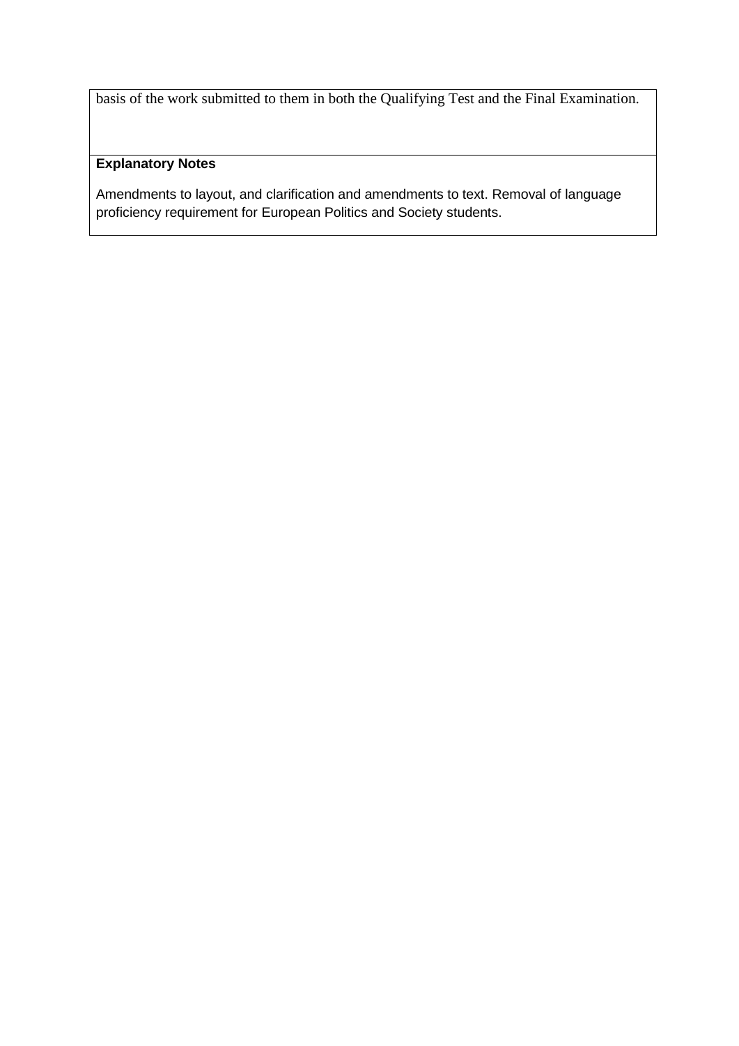basis of the work submitted to them in both the Qualifying Test and the Final Examination.

**Explanatory Notes**

Amendments to layout, and clarification and amendments to text. Removal of language proficiency requirement for European Politics and Society students.